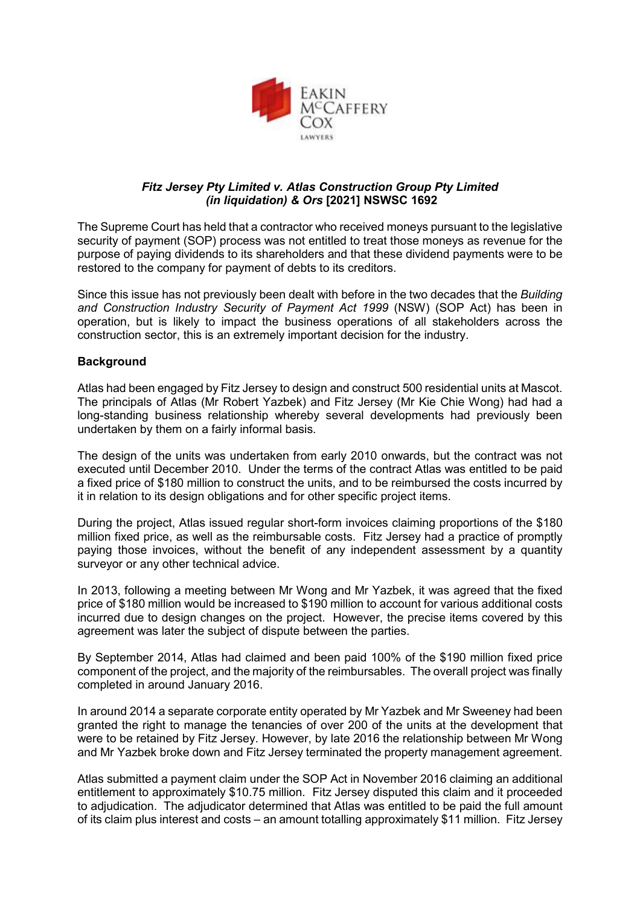# *Fitz Jersey Pty Limited v. Atlas Construction Group Pty Limited (in liquidation) & Ors* [2021] NSWSC 1692

The Supreme Court has held that a contractor who received moneys pursuant to the legislative security of payment (SOP) process was not entitled to treat those moneys as revenue for the purpose of paying dividends to its shareholders and that these dividend payments were to be restored to the company for payment of debts to its creditors.

Since this issue has not previously been dealt with before in the two decades that the *Building and Construction Industry Security of Payment Act 1999* (NSW) (SOP Act) has been in operation, but is likely to impact the business operations of all stakeholders across the construction sector, this is an extremely important decision for the industry.

## Background

Atlas had been engaged by Fitz Jersey to design and construct 500 residential units at Mascot. The principals of Atlas (Mr Robert Yazbek) and Fitz Jersey (Mr Kie Chie Wong) had had a long-standing business relationship whereby several developments had previously been undertaken by them on a fairly informal basis.

The design of the units was undertaken from early 2010 onwards, but the contract was not executed until December 2010. Under the terms of the contract Atlas was entitled to be paid a fixed price of $180 million to construct the units, and to be reimbursed the costs incurred by it in relation to its design obligations and for other specific project items.

During the project, Atlas issued regular short-form invoices claiming proportions of the $180 million fixed price, as well as the reimbursable costs. Fitz Jersey had a practice of promptly paying those invoices, without the benefit of any independent assessment by a quantity surveyor or any other technical advice.

In 2013, following a meeting between Mr Wong and Mr Yazbek, it was agreed that the fixed price of $180 million would be increased to $190 million to account for various additional costs incurred due to design changes on the project. However, the precise items covered by this agreement was later the subject of dispute between the parties.

By September 2014, Atlas had claimed and been paid 100% of the $190 million fixed price component of the project, and the majority of the reimbursables. The overall project was finally completed in around January 2016.

In around 2014 a separate corporate entity operated by Mr Yazbek and Mr Sweeney had been granted the right to manage the tenancies of over 200 of the units at the development that were to be retained by Fitz Jersey. However, by late 2016 the relationship between Mr Wong and Mr Yazbek broke down and Fitz Jersey terminated the property management agreement.

Atlas submitted a payment claim under the SOP Act in November 2016 claiming an additional entitlement to approximately $10.75 million. Fitz Jersey disputed this claim and it proceeded to adjudication. The adjudicator determined that Atlas was entitled to be paid the full amount of its claim plus interest and costs – an amount totalling approximately $11 million. Fitz Jersey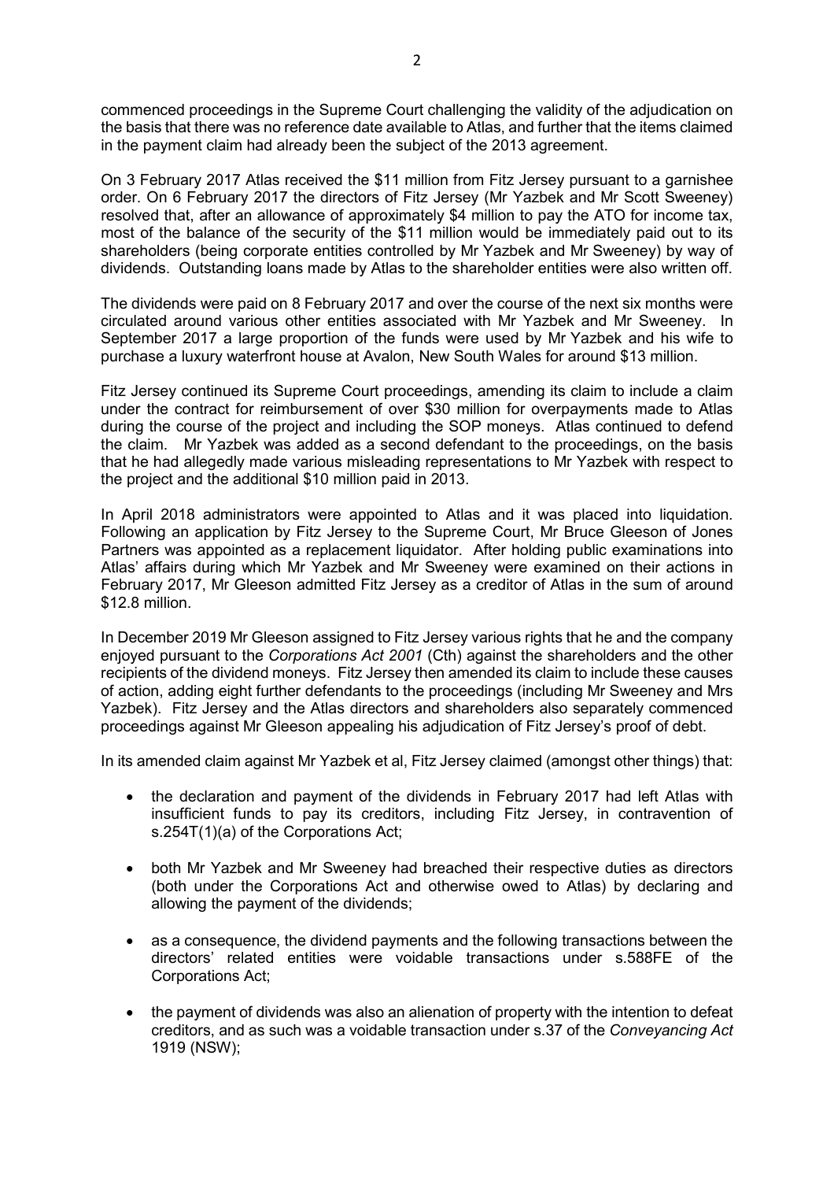commenced proceedings in the Supreme Court challenging the validity of the adjudication on the basis that there was no reference date available to Atlas, and further that the items claimed in the payment claim had already been the subject of the 2013 agreement.

On 3 February 2017 Atlas received the $11 million from Fitz Jersey pursuant to a garnishee order. On 6 February 2017 the directors of Fitz Jersey (Mr Yazbek and Mr Scott Sweeney) resolved that, after an allowance of approximately $4 million to pay the ATO for income tax, most of the balance of the security of the $11 million would be immediately paid out to its shareholders (being corporate entities controlled by Mr Yazbek and Mr Sweeney) by way of dividends. Outstanding loans made by Atlas to the shareholder entities were also written off.

The dividends were paid on 8 February 2017 and over the course of the next six months were circulated around various other entities associated with Mr Yazbek and Mr Sweeney. In September 2017 a large proportion of the funds were used by Mr Yazbek and his wife to purchase a luxury waterfront house at Avalon, New South Wales for around $13 million.

Fitz Jersey continued its Supreme Court proceedings, amending its claim to include a claim under the contract for reimbursement of over $30 million for overpayments made to Atlas during the course of the project and including the SOP moneys. Atlas continued to defend the claim. Mr Yazbek was added as a second defendant to the proceedings, on the basis that he had allegedly made various misleading representations to Mr Yazbek with respect to the project and the additional $10 million paid in 2013.

In April 2018 administrators were appointed to Atlas and it was placed into liquidation. Following an application by Fitz Jersey to the Supreme Court, Mr Bruce Gleeson of Jones Partners was appointed as a replacement liquidator. After holding public examinations into Atlas' affairs during which Mr Yazbek and Mr Sweeney were examined on their actions in February 2017, Mr Gleeson admitted Fitz Jersey as a creditor of Atlas in the sum of around $12.8 million.

In December 2019 Mr Gleeson assigned to Fitz Jersey various rights that he and the company enjoyed pursuant to the *Corporations Act 2001* (Cth) against the shareholders and the other recipients of the dividend moneys. Fitz Jersey then amended its claim to include these causes of action, adding eight further defendants to the proceedings (including Mr Sweeney and Mrs Yazbek). Fitz Jersey and the Atlas directors and shareholders also separately commenced proceedings against Mr Gleeson appealing his adjudication of Fitz Jersey's proof of debt.

In its amended claim against Mr Yazbek et al, Fitz Jersey claimed (amongst other things) that:

- the declaration and payment of the dividends in February 2017 had left Atlas with insufficient funds to pay its creditors, including Fitz Jersey, in contravention of s.254T(1)(a) of the Corporations Act;
- both Mr Yazbek and Mr Sweeney had breached their respective duties as directors (both under the Corporations Act and otherwise owed to Atlas) by declaring and allowing the payment of the dividends;
- as a consequence, the dividend payments and the following transactions between the directors' related entities were voidable transactions under s.588FE of the Corporations Act;
- the payment of dividends was also an alienation of property with the intention to defeat creditors, and as such was a voidable transaction under s.37 of the *Conveyancing Act* 1919 (NSW);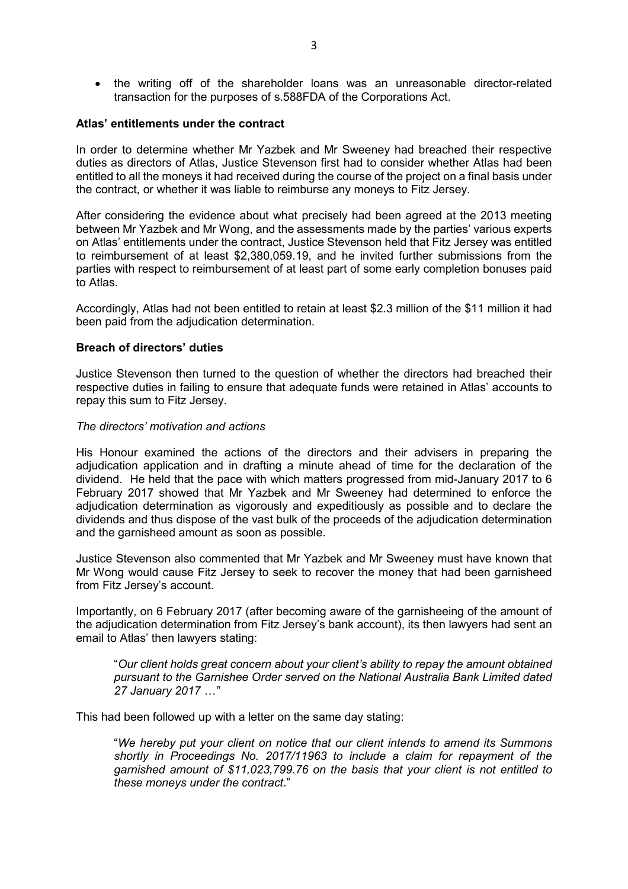- the writing off of the shareholder loans was an unreasonable director-related transaction for the purposes of s.588FDA of the Corporations Act.

**Atlas' entitlements under the contract**

In order to determine whether Mr Yazbek and Mr Sweeney had breached their respective duties as directors of Atlas, Justice Stevenson first had to consider whether Atlas had been entitled to all the moneys it had received during the course of the project on a final basis under the contract, or whether it was liable to reimburse any moneys to Fitz Jersey.

After considering the evidence about what precisely had been agreed at the 2013 meeting between Mr Yazbek and Mr Wong, and the assessments made by the parties' various experts on Atlas' entitlements under the contract, Justice Stevenson held that Fitz Jersey was entitled to reimbursement of at least $2,380,059.19, and he invited further submissions from the parties with respect to reimbursement of at least part of some early completion bonuses paid to Atlas.

Accordingly, Atlas had not been entitled to retain at least $2.3 million of the $11 million it had been paid from the adjudication determination.

**Breach of directors' duties**

Justice Stevenson then turned to the question of whether the directors had breached their respective duties in failing to ensure that adequate funds were retained in Atlas' accounts to repay this sum to Fitz Jersey.

*The directors' motivation and actions*

His Honour examined the actions of the directors and their advisers in preparing the adjudication application and in drafting a minute ahead of time for the declaration of the dividend. He held that the pace with which matters progressed from mid-January 2017 to 6 February 2017 showed that Mr Yazbek and Mr Sweeney had determined to enforce the adjudication determination as vigorously and expeditiously as possible and to declare the dividends and thus dispose of the vast bulk of the proceeds of the adjudication determination and the garnisheed amount as soon as possible.

Justice Stevenson also commented that Mr Yazbek and Mr Sweeney must have known that Mr Wong would cause Fitz Jersey to seek to recover the money that had been garnisheed from Fitz Jersey's account.

Importantly, on 6 February 2017 (after becoming aware of the garnisheeing of the amount of the adjudication determination from Fitz Jersey's bank account), its then lawyers had sent an email to Atlas' then lawyers stating:

> "*Our client holds great concern about your client's ability to repay the amount obtained pursuant to the Garnishee Order served on the National Australia Bank Limited dated 27 January 2017 …"*

This had been followed up with a letter on the same day stating:

> "*We hereby put your client on notice that our client intends to amend its Summons shortly in Proceedings No. 2017/11963 to include a claim for repayment of the garnished amount of $11,023,799.76 on the basis that your client is not entitled to these moneys under the contract*."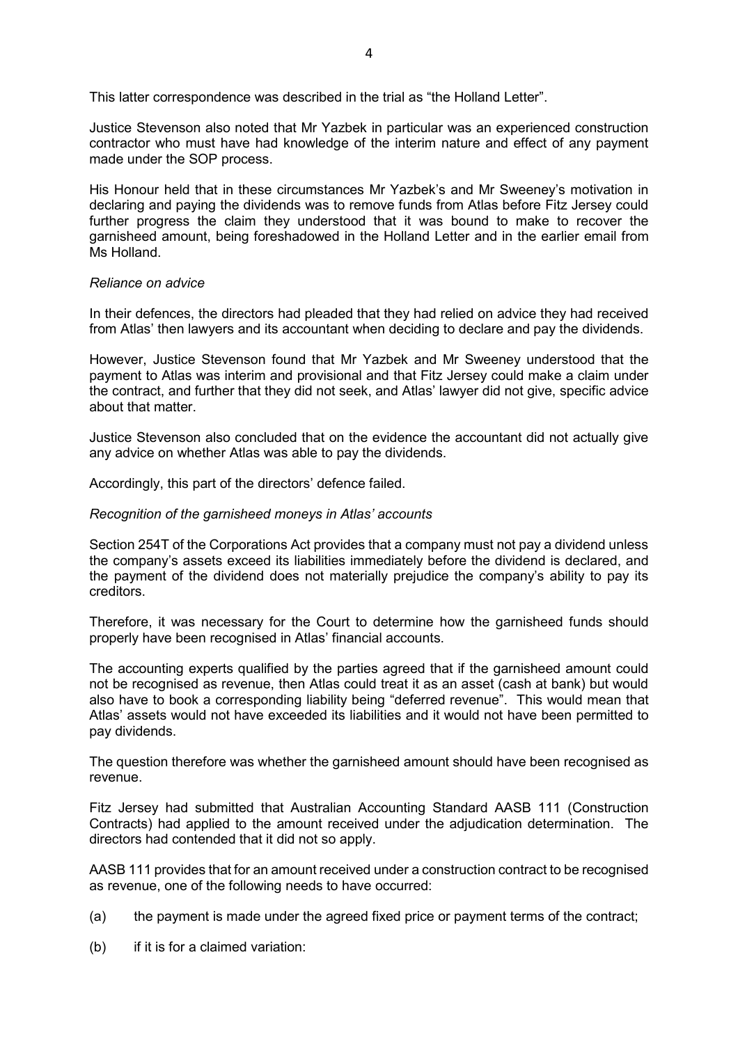This latter correspondence was described in the trial as "the Holland Letter".

Justice Stevenson also noted that Mr Yazbek in particular was an experienced construction contractor who must have had knowledge of the interim nature and effect of any payment made under the SOP process.

His Honour held that in these circumstances Mr Yazbek's and Mr Sweeney's motivation in declaring and paying the dividends was to remove funds from Atlas before Fitz Jersey could further progress the claim they understood that it was bound to make to recover the garnisheed amount, being foreshadowed in the Holland Letter and in the earlier email from Ms Holland.

*Reliance on advice*

In their defences, the directors had pleaded that they had relied on advice they had received from Atlas' then lawyers and its accountant when deciding to declare and pay the dividends.

However, Justice Stevenson found that Mr Yazbek and Mr Sweeney understood that the payment to Atlas was interim and provisional and that Fitz Jersey could make a claim under the contract, and further that they did not seek, and Atlas' lawyer did not give, specific advice about that matter.

Justice Stevenson also concluded that on the evidence the accountant did not actually give any advice on whether Atlas was able to pay the dividends.

Accordingly, this part of the directors' defence failed.

*Recognition of the garnisheed moneys in Atlas' accounts*

Section 254T of the Corporations Act provides that a company must not pay a dividend unless the company's assets exceed its liabilities immediately before the dividend is declared, and the payment of the dividend does not materially prejudice the company's ability to pay its creditors.

Therefore, it was necessary for the Court to determine how the garnisheed funds should properly have been recognised in Atlas' financial accounts.

The accounting experts qualified by the parties agreed that if the garnisheed amount could not be recognised as revenue, then Atlas could treat it as an asset (cash at bank) but would also have to book a corresponding liability being "deferred revenue". This would mean that Atlas' assets would not have exceeded its liabilities and it would not have been permitted to pay dividends.

The question therefore was whether the garnisheed amount should have been recognised as revenue.

Fitz Jersey had submitted that Australian Accounting Standard AASB 111 (Construction Contracts) had applied to the amount received under the adjudication determination. The directors had contended that it did not so apply.

AASB 111 provides that for an amount received under a construction contract to be recognised as revenue, one of the following needs to have occurred:

(a) the payment is made under the agreed fixed price or payment terms of the contract;

(b) if it is for a claimed variation: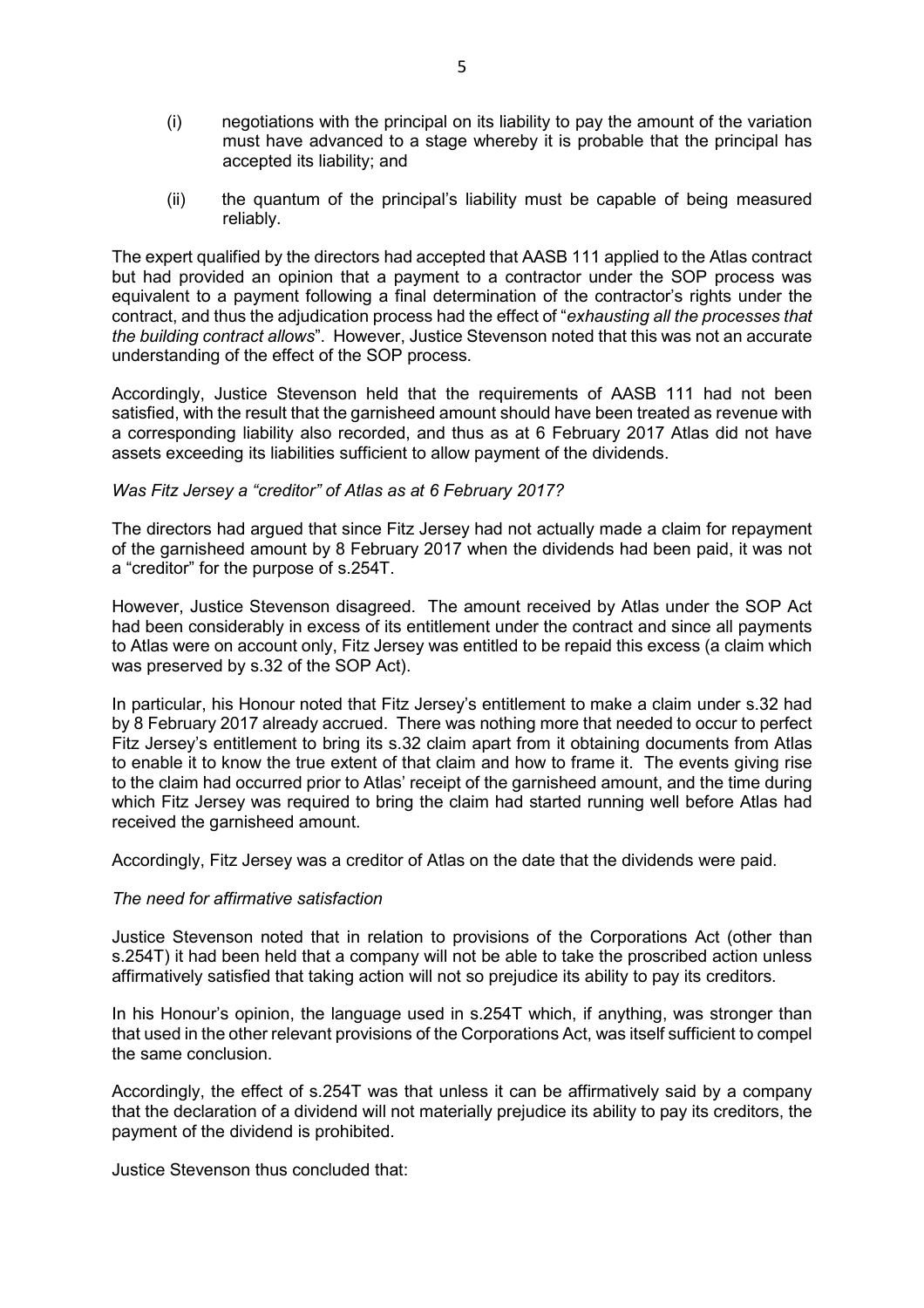(i) negotiations with the principal on its liability to pay the amount of the variation must have advanced to a stage whereby it is probable that the principal has accepted its liability; and

(ii) the quantum of the principal's liability must be capable of being measured reliably.

The expert qualified by the directors had accepted that AASB 111 applied to the Atlas contract but had provided an opinion that a payment to a contractor under the SOP process was equivalent to a payment following a final determination of the contractor's rights under the contract, and thus the adjudication process had the effect of "*exhausting all the processes that the building contract allows*". However, Justice Stevenson noted that this was not an accurate understanding of the effect of the SOP process.

Accordingly, Justice Stevenson held that the requirements of AASB 111 had not been satisfied, with the result that the garnisheed amount should have been treated as revenue with a corresponding liability also recorded, and thus as at 6 February 2017 Atlas did not have assets exceeding its liabilities sufficient to allow payment of the dividends.

*Was Fitz Jersey a "creditor" of Atlas as at 6 February 2017?*

The directors had argued that since Fitz Jersey had not actually made a claim for repayment of the garnisheed amount by 8 February 2017 when the dividends had been paid, it was not a "creditor" for the purpose of s.254T.

However, Justice Stevenson disagreed. The amount received by Atlas under the SOP Act had been considerably in excess of its entitlement under the contract and since all payments to Atlas were on account only, Fitz Jersey was entitled to be repaid this excess (a claim which was preserved by s.32 of the SOP Act).

In particular, his Honour noted that Fitz Jersey's entitlement to make a claim under s.32 had by 8 February 2017 already accrued. There was nothing more that needed to occur to perfect Fitz Jersey's entitlement to bring its s.32 claim apart from it obtaining documents from Atlas to enable it to know the true extent of that claim and how to frame it. The events giving rise to the claim had occurred prior to Atlas' receipt of the garnisheed amount, and the time during which Fitz Jersey was required to bring the claim had started running well before Atlas had received the garnisheed amount.

Accordingly, Fitz Jersey was a creditor of Atlas on the date that the dividends were paid.

*The need for affirmative satisfaction*

Justice Stevenson noted that in relation to provisions of the Corporations Act (other than s.254T) it had been held that a company will not be able to take the proscribed action unless affirmatively satisfied that taking action will not so prejudice its ability to pay its creditors.

In his Honour's opinion, the language used in s.254T which, if anything, was stronger than that used in the other relevant provisions of the Corporations Act, was itself sufficient to compel the same conclusion.

Accordingly, the effect of s.254T was that unless it can be affirmatively said by a company that the declaration of a dividend will not materially prejudice its ability to pay its creditors, the payment of the dividend is prohibited.

Justice Stevenson thus concluded that: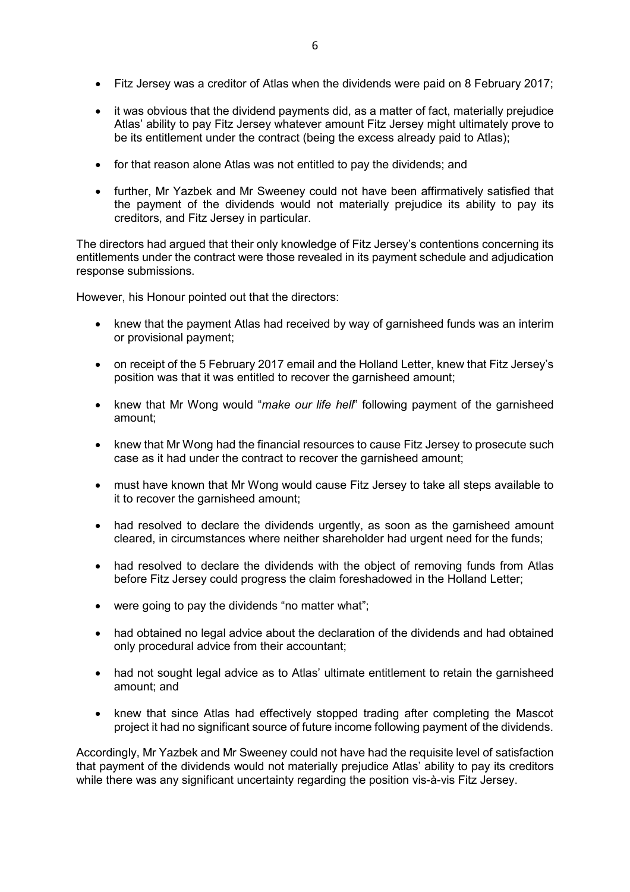- Fitz Jersey was a creditor of Atlas when the dividends were paid on 8 February 2017;
- it was obvious that the dividend payments did, as a matter of fact, materially prejudice Atlas' ability to pay Fitz Jersey whatever amount Fitz Jersey might ultimately prove to be its entitlement under the contract (being the excess already paid to Atlas);
- for that reason alone Atlas was not entitled to pay the dividends; and
- further, Mr Yazbek and Mr Sweeney could not have been affirmatively satisfied that the payment of the dividends would not materially prejudice its ability to pay its creditors, and Fitz Jersey in particular.

The directors had argued that their only knowledge of Fitz Jersey's contentions concerning its entitlements under the contract were those revealed in its payment schedule and adjudication response submissions.

However, his Honour pointed out that the directors:

- knew that the payment Atlas had received by way of garnisheed funds was an interim or provisional payment;
- on receipt of the 5 February 2017 email and the Holland Letter, knew that Fitz Jersey's position was that it was entitled to recover the garnisheed amount;
- knew that Mr Wong would "*make our life hell*" following payment of the garnisheed amount;
- knew that Mr Wong had the financial resources to cause Fitz Jersey to prosecute such case as it had under the contract to recover the garnisheed amount;
- must have known that Mr Wong would cause Fitz Jersey to take all steps available to it to recover the garnisheed amount;
- had resolved to declare the dividends urgently, as soon as the garnisheed amount cleared, in circumstances where neither shareholder had urgent need for the funds;
- had resolved to declare the dividends with the object of removing funds from Atlas before Fitz Jersey could progress the claim foreshadowed in the Holland Letter;
- were going to pay the dividends "no matter what";
- had obtained no legal advice about the declaration of the dividends and had obtained only procedural advice from their accountant;
- had not sought legal advice as to Atlas' ultimate entitlement to retain the garnisheed amount; and
- knew that since Atlas had effectively stopped trading after completing the Mascot project it had no significant source of future income following payment of the dividends.

Accordingly, Mr Yazbek and Mr Sweeney could not have had the requisite level of satisfaction that payment of the dividends would not materially prejudice Atlas' ability to pay its creditors while there was any significant uncertainty regarding the position vis-à-vis Fitz Jersey.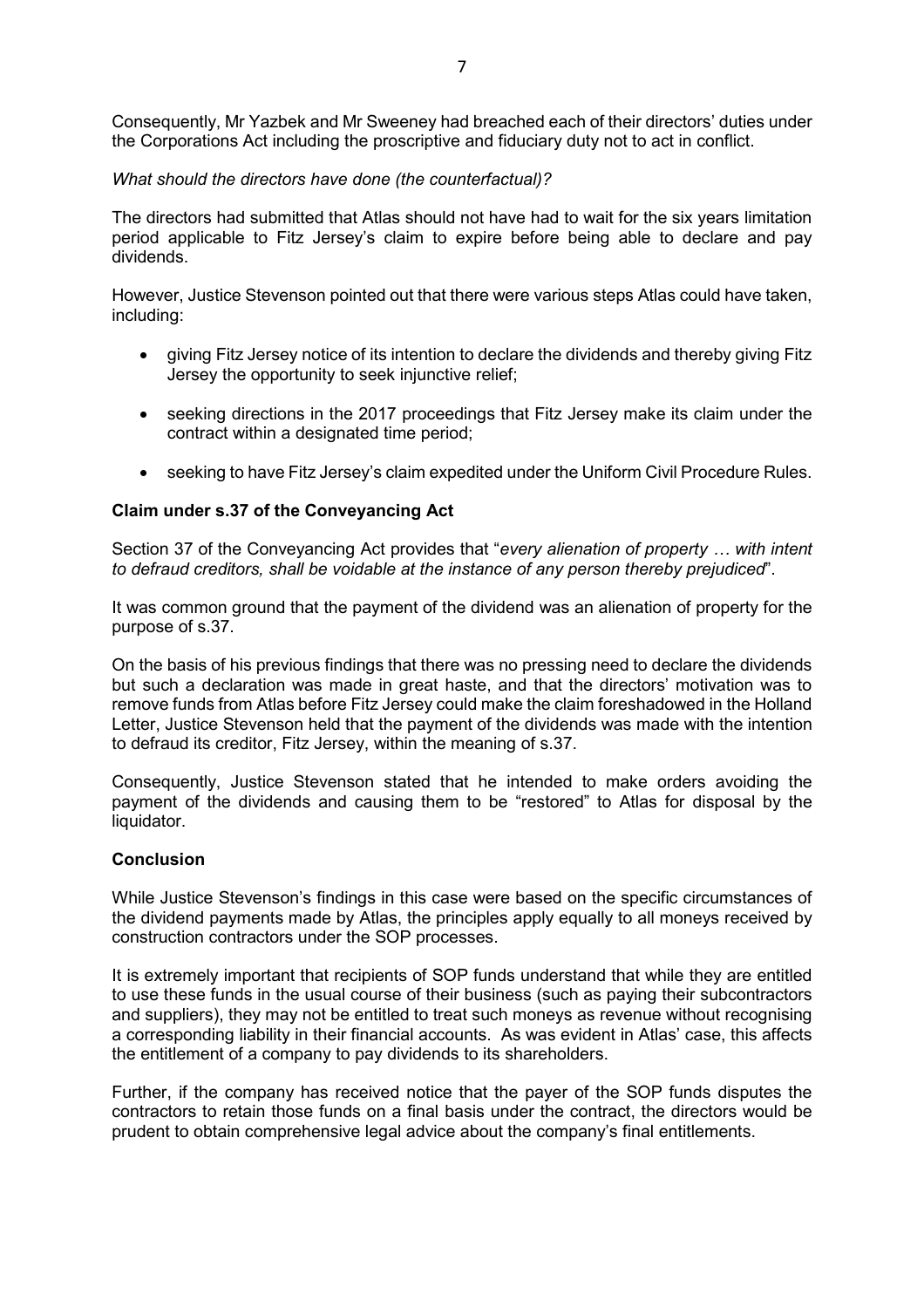Consequently, Mr Yazbek and Mr Sweeney had breached each of their directors' duties under the Corporations Act including the proscriptive and fiduciary duty not to act in conflict.

*What should the directors have done (the counterfactual)?*

The directors had submitted that Atlas should not have had to wait for the six years limitation period applicable to Fitz Jersey's claim to expire before being able to declare and pay dividends.

However, Justice Stevenson pointed out that there were various steps Atlas could have taken, including:

- giving Fitz Jersey notice of its intention to declare the dividends and thereby giving Fitz Jersey the opportunity to seek injunctive relief;
- seeking directions in the 2017 proceedings that Fitz Jersey make its claim under the contract within a designated time period;
- seeking to have Fitz Jersey's claim expedited under the Uniform Civil Procedure Rules.

**Claim under s.37 of the Conveyancing Act**

Section 37 of the Conveyancing Act provides that "*every alienation of property … with intent to defraud creditors, shall be voidable at the instance of any person thereby prejudiced*".

It was common ground that the payment of the dividend was an alienation of property for the purpose of s.37.

On the basis of his previous findings that there was no pressing need to declare the dividends but such a declaration was made in great haste, and that the directors' motivation was to remove funds from Atlas before Fitz Jersey could make the claim foreshadowed in the Holland Letter, Justice Stevenson held that the payment of the dividends was made with the intention to defraud its creditor, Fitz Jersey, within the meaning of s.37.

Consequently, Justice Stevenson stated that he intended to make orders avoiding the payment of the dividends and causing them to be "restored" to Atlas for disposal by the liquidator.

**Conclusion**

While Justice Stevenson's findings in this case were based on the specific circumstances of the dividend payments made by Atlas, the principles apply equally to all moneys received by construction contractors under the SOP processes.

It is extremely important that recipients of SOP funds understand that while they are entitled to use these funds in the usual course of their business (such as paying their subcontractors and suppliers), they may not be entitled to treat such moneys as revenue without recognising a corresponding liability in their financial accounts. As was evident in Atlas' case, this affects the entitlement of a company to pay dividends to its shareholders.

Further, if the company has received notice that the payer of the SOP funds disputes the contractors to retain those funds on a final basis under the contract, the directors would be prudent to obtain comprehensive legal advice about the company's final entitlements.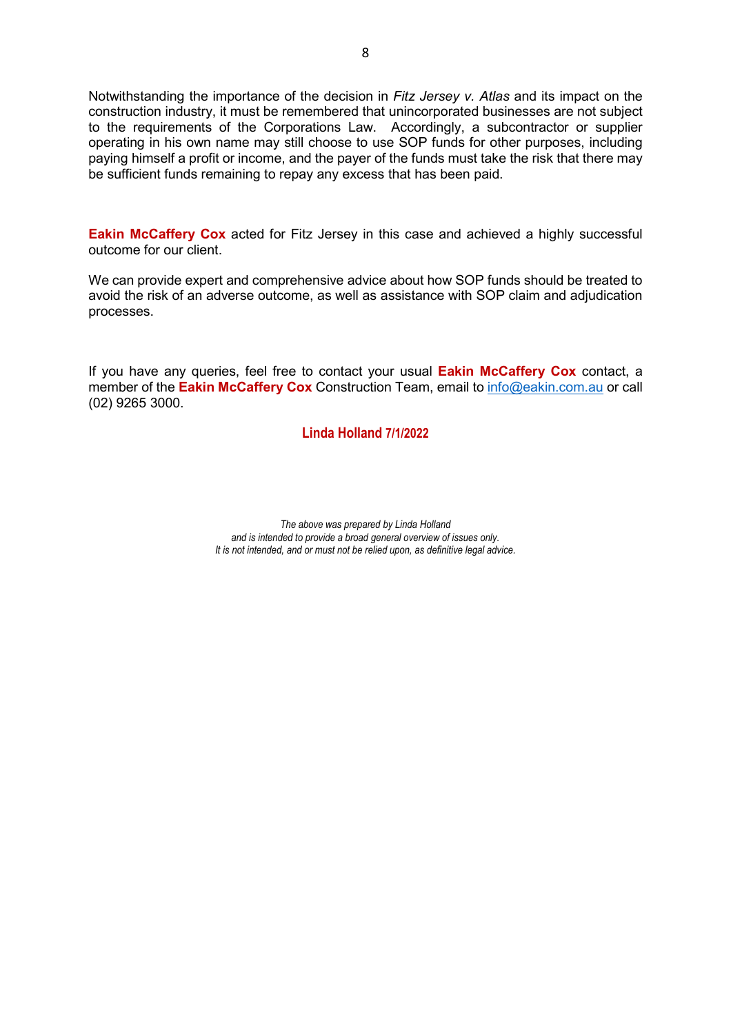Notwithstanding the importance of the decision in *Fitz Jersey v. Atlas* and its impact on the construction industry, it must be remembered that unincorporated businesses are not subject to the requirements of the Corporations Law. Accordingly, a subcontractor or supplier operating in his own name may still choose to use SOP funds for other purposes, including paying himself a profit or income, and the payer of the funds must take the risk that there may be sufficient funds remaining to repay any excess that has been paid.

**Eakin McCaffery Cox** acted for Fitz Jersey in this case and achieved a highly successful outcome for our client.

We can provide expert and comprehensive advice about how SOP funds should be treated to avoid the risk of an adverse outcome, as well as assistance with SOP claim and adjudication processes.

If you have any queries, feel free to contact your usual **Eakin McCaffery Cox** contact, a member of the **Eakin McCaffery Cox** Construction Team, email to info@eakin.com.au or call (02) 9265 3000.

**Linda Holland 7/1/2022**

*The above was prepared by Linda Holland*
*and is intended to provide a broad general overview of issues only.*
*It is not intended, and or must not be relied upon, as definitive legal advice.*